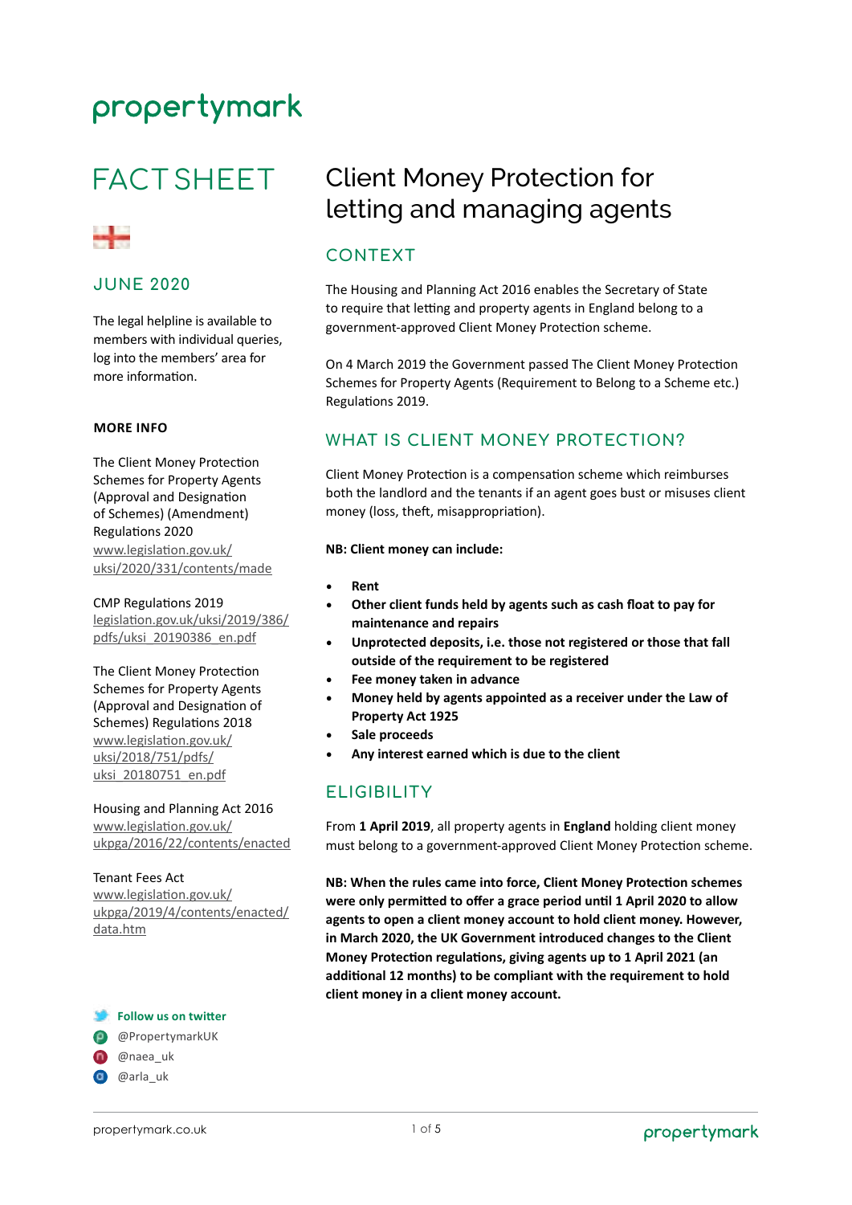propertymark

# FACT SHEET

## JUNE 2020

The legal helpline is available to members with individual queries, log into the members' area for more information.

**MORE INFO**

The Client Money Protection Schemes for Property Agents (Approval and Designation of Schemes) (Amendment) Regulations 2020
www.legislation.gov.uk/uksi/2020/331/contents/made

CMP Regulations 2019
legislation.gov.uk/uksi/2019/386/pdfs/uksi_20190386_en.pdf

The Client Money Protection Schemes for Property Agents (Approval and Designation of Schemes) Regulations 2018
www.legislation.gov.uk/uksi/2018/751/pdfs/uksi_20180751_en.pdf

Housing and Planning Act 2016
www.legislation.gov.uk/ukpga/2016/22/contents/enacted

Tenant Fees Act
www.legislation.gov.uk/ukpga/2019/4/contents/enacted/data.htm

**Follow us on twitter**

@PropertymarkUK

@naea_uk

@arla_uk

# Client Money Protection for letting and managing agents

## CONTEXT

The Housing and Planning Act 2016 enables the Secretary of State to require that letting and property agents in England belong to a government-approved Client Money Protection scheme.

On 4 March 2019 the Government passed The Client Money Protection Schemes for Property Agents (Requirement to Belong to a Scheme etc.) Regulations 2019.

## WHAT IS CLIENT MONEY PROTECTION?

Client Money Protection is a compensation scheme which reimburses both the landlord and the tenants if an agent goes bust or misuses client money (loss, theft, misappropriation).

**NB: Client money can include:**

- **Rent**
- **Other client funds held by agents such as cash float to pay for maintenance and repairs**
- **Unprotected deposits, i.e. those not registered or those that fall outside of the requirement to be registered**
- **Fee money taken in advance**
- **Money held by agents appointed as a receiver under the Law of Property Act 1925**
- **Sale proceeds**
- **Any interest earned which is due to the client**

## ELIGIBILITY

From **1 April 2019**, all property agents in **England** holding client money must belong to a government-approved Client Money Protection scheme.

**NB: When the rules came into force, Client Money Protection schemes were only permitted to offer a grace period until 1 April 2020 to allow agents to open a client money account to hold client money. However, in March 2020, the UK Government introduced changes to the Client Money Protection regulations, giving agents up to 1 April 2021 (an additional 12 months) to be compliant with the requirement to hold client money in a client money account.**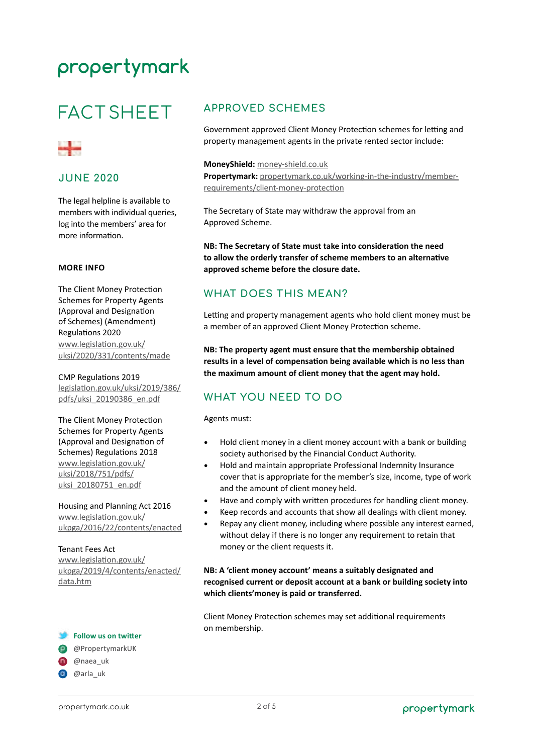# FACT SHEET

## JUNE 2020

The legal helpline is available to members with individual queries, log into the members' area for more information.

### MORE INFO

The Client Money Protection Schemes for Property Agents (Approval and Designation of Schemes) (Amendment) Regulations 2020
www.legislation.gov.uk/uksi/2020/331/contents/made

CMP Regulations 2019
legislation.gov.uk/uksi/2019/386/pdfs/uksi_20190386_en.pdf

The Client Money Protection Schemes for Property Agents (Approval and Designation of Schemes) Regulations 2018
www.legislation.gov.uk/uksi/2018/751/pdfs/uksi_20180751_en.pdf

Housing and Planning Act 2016
www.legislation.gov.uk/ukpga/2016/22/contents/enacted

Tenant Fees Act
www.legislation.gov.uk/ukpga/2019/4/contents/enacted/data.htm

**Follow us on twitter**

@PropertymarkUK

@naea_uk

@arla_uk

## APPROVED SCHEMES

Government approved Client Money Protection schemes for letting and property management agents in the private rented sector include:

**MoneyShield:** money-shield.co.uk
**Propertymark:** propertymark.co.uk/working-in-the-industry/member-requirements/client-money-protection

The Secretary of State may withdraw the approval from an Approved Scheme.

**NB: The Secretary of State must take into consideration the need to allow the orderly transfer of scheme members to an alternative approved scheme before the closure date.**

## WHAT DOES THIS MEAN?

Letting and property management agents who hold client money must be a member of an approved Client Money Protection scheme.

**NB: The property agent must ensure that the membership obtained results in a level of compensation being available which is no less than the maximum amount of client money that the agent may hold.**

## WHAT YOU NEED TO DO

Agents must:

- Hold client money in a client money account with a bank or building society authorised by the Financial Conduct Authority.
- Hold and maintain appropriate Professional Indemnity Insurance cover that is appropriate for the member's size, income, type of work and the amount of client money held.
- Have and comply with written procedures for handling client money.
- Keep records and accounts that show all dealings with client money.
- Repay any client money, including where possible any interest earned, without delay if there is no longer any requirement to retain that money or the client requests it.

**NB: A 'client money account' means a suitably designated and recognised current or deposit account at a bank or building society into which clients'money is paid or transferred.**

Client Money Protection schemes may set additional requirements on membership.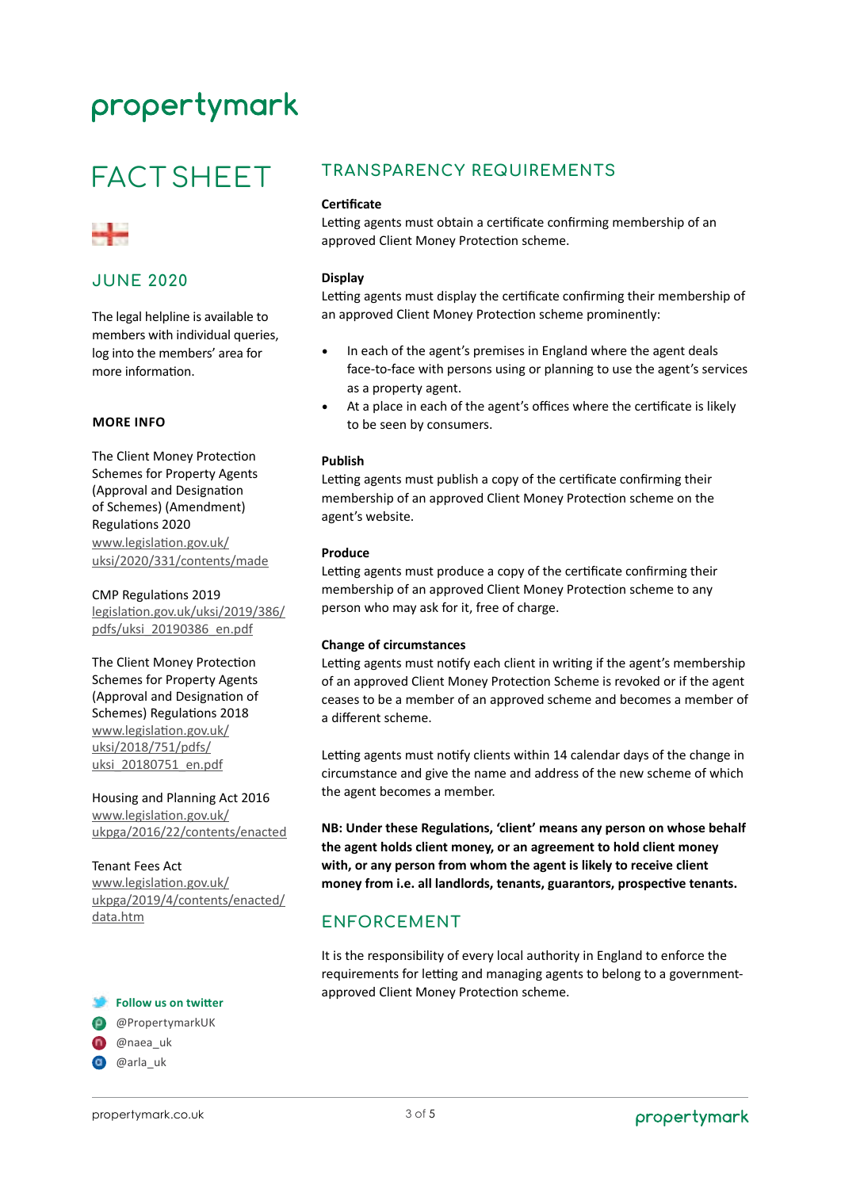# FACT SHEET

## JUNE 2020

The legal helpline is available to members with individual queries, log into the members' area for more information.

**MORE INFO**

The Client Money Protection Schemes for Property Agents (Approval and Designation of Schemes) (Amendment) Regulations 2020
www.legislation.gov.uk/uksi/2020/331/contents/made

CMP Regulations 2019
legislation.gov.uk/uksi/2019/386/pdfs/uksi_20190386_en.pdf

The Client Money Protection Schemes for Property Agents (Approval and Designation of Schemes) Regulations 2018
www.legislation.gov.uk/uksi/2018/751/pdfs/uksi_20180751_en.pdf

Housing and Planning Act 2016
www.legislation.gov.uk/ukpga/2016/22/contents/enacted

Tenant Fees Act
www.legislation.gov.uk/ukpga/2019/4/contents/enacted/data.htm

**Follow us on twitter**

@PropertymarkUK

@naea_uk

@arla_uk

## TRANSPARENCY REQUIREMENTS

**Certificate**

Letting agents must obtain a certificate confirming membership of an approved Client Money Protection scheme.

**Display**

Letting agents must display the certificate confirming their membership of an approved Client Money Protection scheme prominently:

- In each of the agent's premises in England where the agent deals face-to-face with persons using or planning to use the agent's services as a property agent.
- At a place in each of the agent's offices where the certificate is likely to be seen by consumers.

**Publish**

Letting agents must publish a copy of the certificate confirming their membership of an approved Client Money Protection scheme on the agent's website.

**Produce**

Letting agents must produce a copy of the certificate confirming their membership of an approved Client Money Protection scheme to any person who may ask for it, free of charge.

**Change of circumstances**

Letting agents must notify each client in writing if the agent's membership of an approved Client Money Protection Scheme is revoked or if the agent ceases to be a member of an approved scheme and becomes a member of a different scheme.

Letting agents must notify clients within 14 calendar days of the change in circumstance and give the name and address of the new scheme of which the agent becomes a member.

**NB: Under these Regulations, 'client' means any person on whose behalf the agent holds client money, or an agreement to hold client money with, or any person from whom the agent is likely to receive client money from i.e. all landlords, tenants, guarantors, prospective tenants.**

## ENFORCEMENT

It is the responsibility of every local authority in England to enforce the requirements for letting and managing agents to belong to a government-approved Client Money Protection scheme.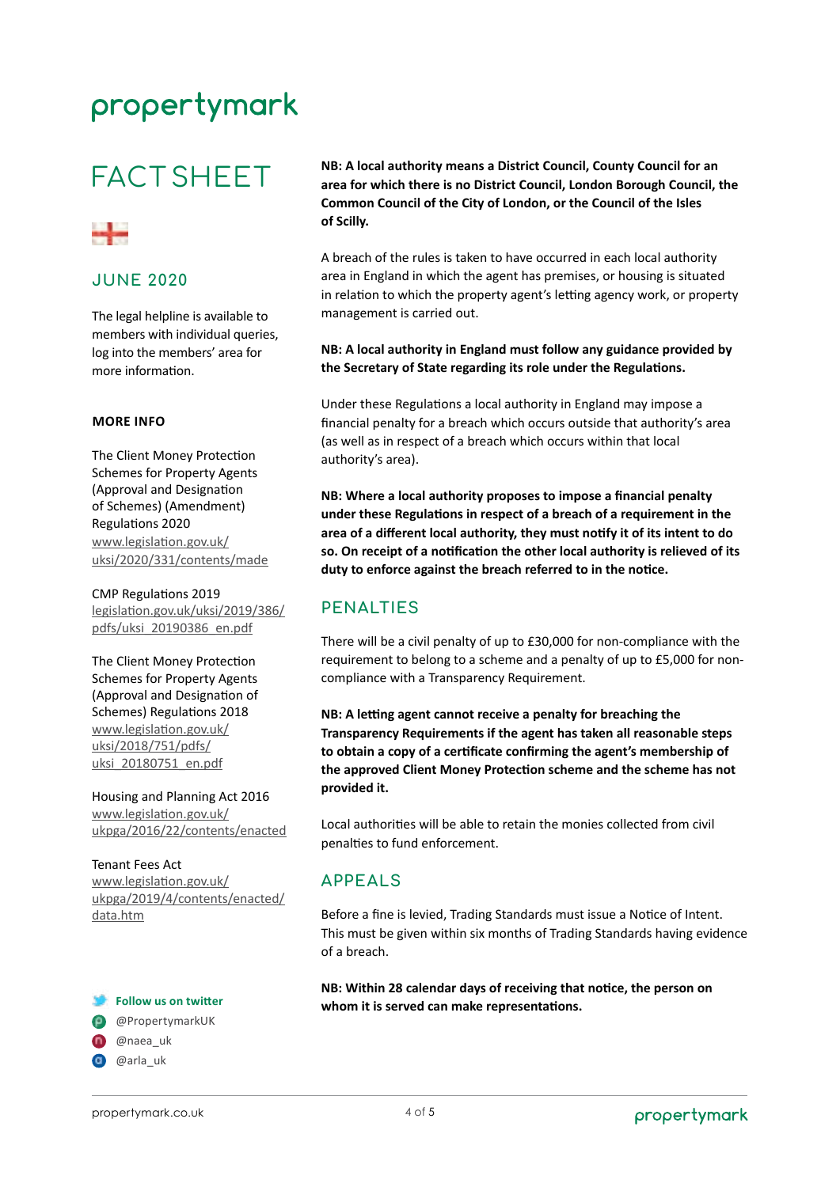propertymark

# FACT SHEET

## JUNE 2020

The legal helpline is available to members with individual queries, log into the members' area for more information.

**MORE INFO**

The Client Money Protection Schemes for Property Agents (Approval and Designation of Schemes) (Amendment) Regulations 2020
www.legislation.gov.uk/uksi/2020/331/contents/made

CMP Regulations 2019
legislation.gov.uk/uksi/2019/386/pdfs/uksi_20190386_en.pdf

The Client Money Protection Schemes for Property Agents (Approval and Designation of Schemes) Regulations 2018
www.legislation.gov.uk/uksi/2018/751/pdfs/uksi_20180751_en.pdf

Housing and Planning Act 2016
www.legislation.gov.uk/ukpga/2016/22/contents/enacted

Tenant Fees Act
www.legislation.gov.uk/ukpga/2019/4/contents/enacted/data.htm

**Follow us on twitter**

@PropertymarkUK

@naea_uk

@arla_uk

**NB: A local authority means a District Council, County Council for an area for which there is no District Council, London Borough Council, the Common Council of the City of London, or the Council of the Isles of Scilly.**

A breach of the rules is taken to have occurred in each local authority area in England in which the agent has premises, or housing is situated in relation to which the property agent's letting agency work, or property management is carried out.

**NB: A local authority in England must follow any guidance provided by the Secretary of State regarding its role under the Regulations.**

Under these Regulations a local authority in England may impose a financial penalty for a breach which occurs outside that authority's area (as well as in respect of a breach which occurs within that local authority's area).

**NB: Where a local authority proposes to impose a financial penalty under these Regulations in respect of a breach of a requirement in the area of a different local authority, they must notify it of its intent to do so. On receipt of a notification the other local authority is relieved of its duty to enforce against the breach referred to in the notice.**

## PENALTIES

There will be a civil penalty of up to £30,000 for non-compliance with the requirement to belong to a scheme and a penalty of up to £5,000 for non-compliance with a Transparency Requirement.

**NB: A letting agent cannot receive a penalty for breaching the Transparency Requirements if the agent has taken all reasonable steps to obtain a copy of a certificate confirming the agent's membership of the approved Client Money Protection scheme and the scheme has not provided it.**

Local authorities will be able to retain the monies collected from civil penalties to fund enforcement.

## APPEALS

Before a fine is levied, Trading Standards must issue a Notice of Intent. This must be given within six months of Trading Standards having evidence of a breach.

**NB: Within 28 calendar days of receiving that notice, the person on whom it is served can make representations.**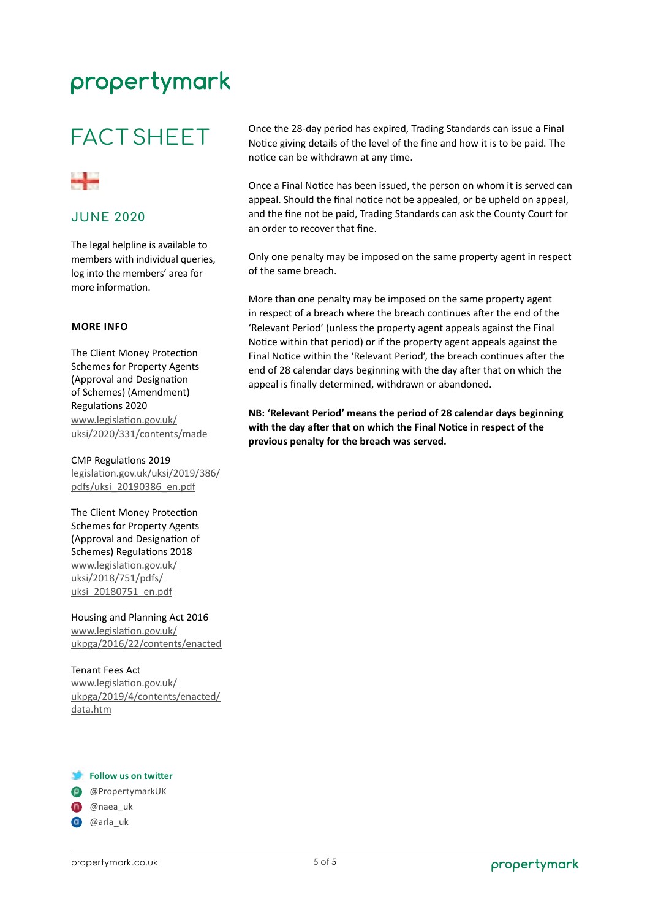# propertymark

# FACT SHEET

## JUNE 2020

The legal helpline is available to members with individual queries, log into the members' area for more information.

**MORE INFO**

The Client Money Protection Schemes for Property Agents (Approval and Designation of Schemes) (Amendment) Regulations 2020
www.legislation.gov.uk/uksi/2020/331/contents/made

CMP Regulations 2019
legislation.gov.uk/uksi/2019/386/pdfs/uksi_20190386_en.pdf

The Client Money Protection Schemes for Property Agents (Approval and Designation of Schemes) Regulations 2018
www.legislation.gov.uk/uksi/2018/751/pdfs/uksi_20180751_en.pdf

Housing and Planning Act 2016
www.legislation.gov.uk/ukpga/2016/22/contents/enacted

Tenant Fees Act
www.legislation.gov.uk/ukpga/2019/4/contents/enacted/data.htm

Follow us on twitter
@PropertymarkUK
@naea_uk
@arla_uk

Once the 28-day period has expired, Trading Standards can issue a Final Notice giving details of the level of the fine and how it is to be paid. The notice can be withdrawn at any time.

Once a Final Notice has been issued, the person on whom it is served can appeal. Should the final notice not be appealed, or be upheld on appeal, and the fine not be paid, Trading Standards can ask the County Court for an order to recover that fine.

Only one penalty may be imposed on the same property agent in respect of the same breach.

More than one penalty may be imposed on the same property agent in respect of a breach where the breach continues after the end of the 'Relevant Period' (unless the property agent appeals against the Final Notice within that period) or if the property agent appeals against the Final Notice within the 'Relevant Period', the breach continues after the end of 28 calendar days beginning with the day after that on which the appeal is finally determined, withdrawn or abandoned.

**NB: 'Relevant Period' means the period of 28 calendar days beginning with the day after that on which the Final Notice in respect of the previous penalty for the breach was served.**